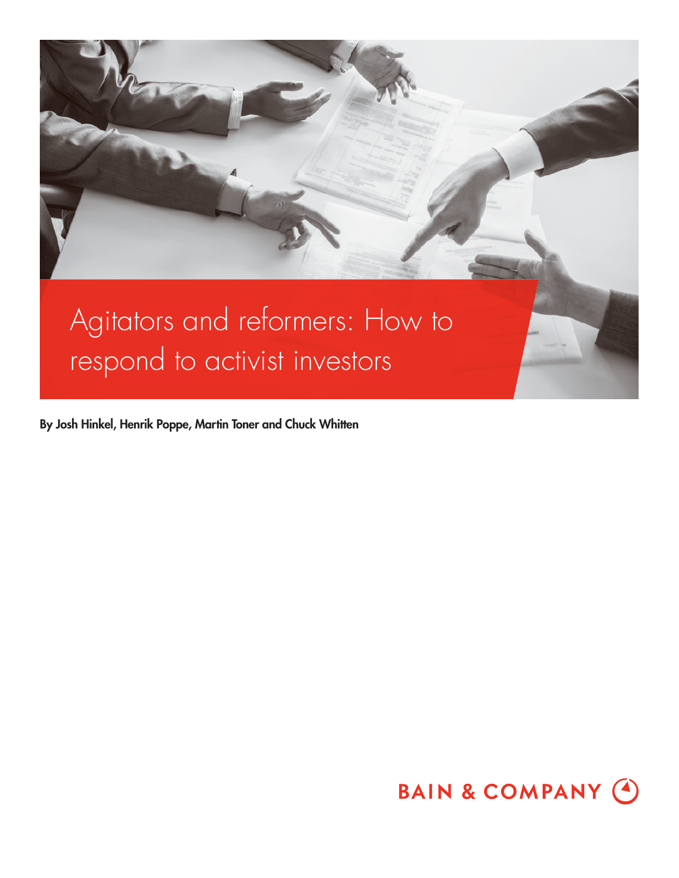# Agitators and reformers: How to respond to activist investors

**By Josh Hinkel, Henrik Poppe, Martin Toner and Chuck Whitten**

BAIN & COMPANY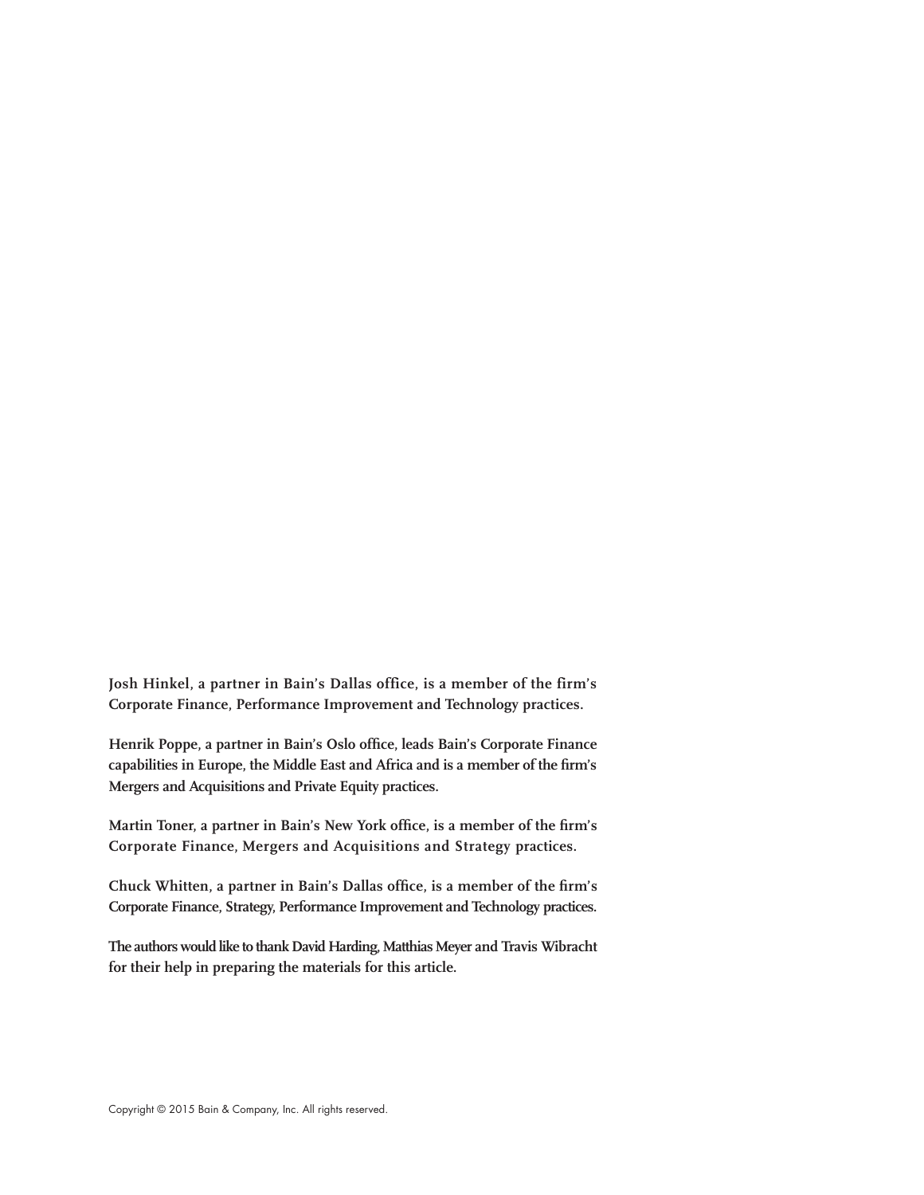**Josh Hinkel, a partner in Bain's Dallas office, is a member of the firm's Corporate Finance, Performance Improvement and Technology practices.**

**Henrik Poppe, a partner in Bain's Oslo office, leads Bain's Corporate Finance capabilities in Europe, the Middle East and Africa and is a member of the firm's Mergers and Acquisitions and Private Equity practices.**

**Martin Toner, a partner in Bain's New York office, is a member of the firm's Corporate Finance, Mergers and Acquisitions and Strategy practices.**

**Chuck Whitten, a partner in Bain's Dallas office, is a member of the firm's Corporate Finance, Strategy, Performance Improvement and Technology practices.**

**The authors would like to thank David Harding, Matthias Meyer and Travis Wibracht for their help in preparing the materials for this article.**

Copyright © 2015 Bain & Company, Inc. All rights reserved.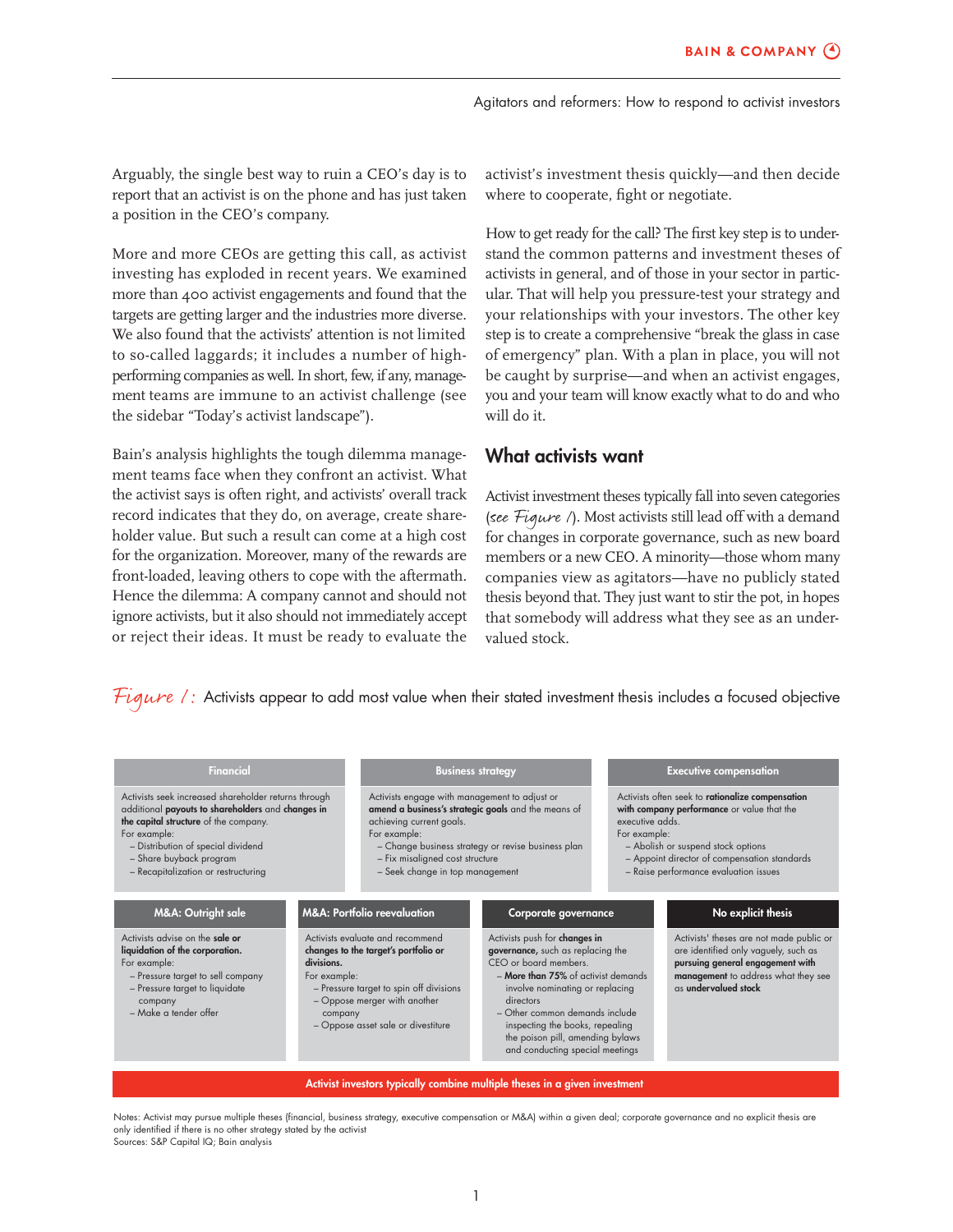Arguably, the single best way to ruin a CEO's day is to report that an activist is on the phone and has just taken a position in the CEO's company.

More and more CEOs are getting this call, as activist investing has exploded in recent years. We examined more than 400 activist engagements and found that the targets are getting larger and the industries more diverse. We also found that the activists' attention is not limited to so-called laggards; it includes a number of high-performing companies as well. In short, few, if any, management teams are immune to an activist challenge (see the sidebar "Today's activist landscape").

Bain's analysis highlights the tough dilemma management teams face when they confront an activist. What the activist says is often right, and activists' overall track record indicates that they do, on average, create shareholder value. But such a result can come at a high cost for the organization. Moreover, many of the rewards are front-loaded, leaving others to cope with the aftermath. Hence the dilemma: A company cannot and should not ignore activists, but it also should not immediately accept or reject their ideas. It must be ready to evaluate the activist's investment thesis quickly—and then decide where to cooperate, fight or negotiate.

How to get ready for the call? The first key step is to understand the common patterns and investment theses of activists in general, and of those in your sector in particular. That will help you pressure-test your strategy and your relationships with your investors. The other key step is to create a comprehensive "break the glass in case of emergency" plan. With a plan in place, you will not be caught by surprise—and when an activist engages, you and your team will know exactly what to do and who will do it.

## What activists want

Activist investment theses typically fall into seven categories (*see Figure 1*). Most activists still lead off with a demand for changes in corporate governance, such as new board members or a new CEO. A minority—those whom many companies view as agitators—have no publicly stated thesis beyond that. They just want to stir the pot, in hopes that somebody will address what they see as an undervalued stock.

*Figure 1:* Activists appear to add most value when their stated investment thesis includes a focused objective

**Financial**

Activists seek increased shareholder returns through additional **payouts to shareholders** and **changes in the capital structure** of the company.
For example:
- Distribution of special dividend
- Share buyback program
- Recapitalization or restructuring

**Business strategy**

Activists engage with management to adjust or **amend a business's strategic goals** and the means of achieving current goals.
For example:
- Change business strategy or revise business plan
- Fix misaligned cost structure
- Seek change in top management

**Executive compensation**

Activists often seek to **rationalize compensation with company performance** or value that the executive adds.
For example:
- Abolish or suspend stock options
- Appoint director of compensation standards
- Raise performance evaluation issues

**M&A: Outright sale**

Activists advise on the **sale or liquidation of the corporation.**
For example:
- Pressure target to sell company
- Pressure target to liquidate company
- Make a tender offer

**M&A: Portfolio reevaluation**

Activists evaluate and recommend **changes to the target's portfolio or divisions.**
For example:
- Pressure target to spin off divisions
- Oppose merger with another company
- Oppose asset sale or divestiture

**Corporate governance**

Activists push for **changes in governance,** such as replacing the CEO or board members.
- **More than 75%** of activist demands involve nominating or replacing directors
- Other common demands include inspecting the books, repealing the poison pill, amending bylaws and conducting special meetings

**No explicit thesis**

Activists' theses are not made public or are identified only vaguely, such as **pursuing general engagement with management** to address what they see as **undervalued stock**

**Activist investors typically combine multiple theses in a given investment**

Notes: Activist may pursue multiple theses (financial, business strategy, executive compensation or M&A) within a given deal; corporate governance and no explicit thesis are only identified if there is no other strategy stated by the activist
Sources: S&P Capital IQ; Bain analysis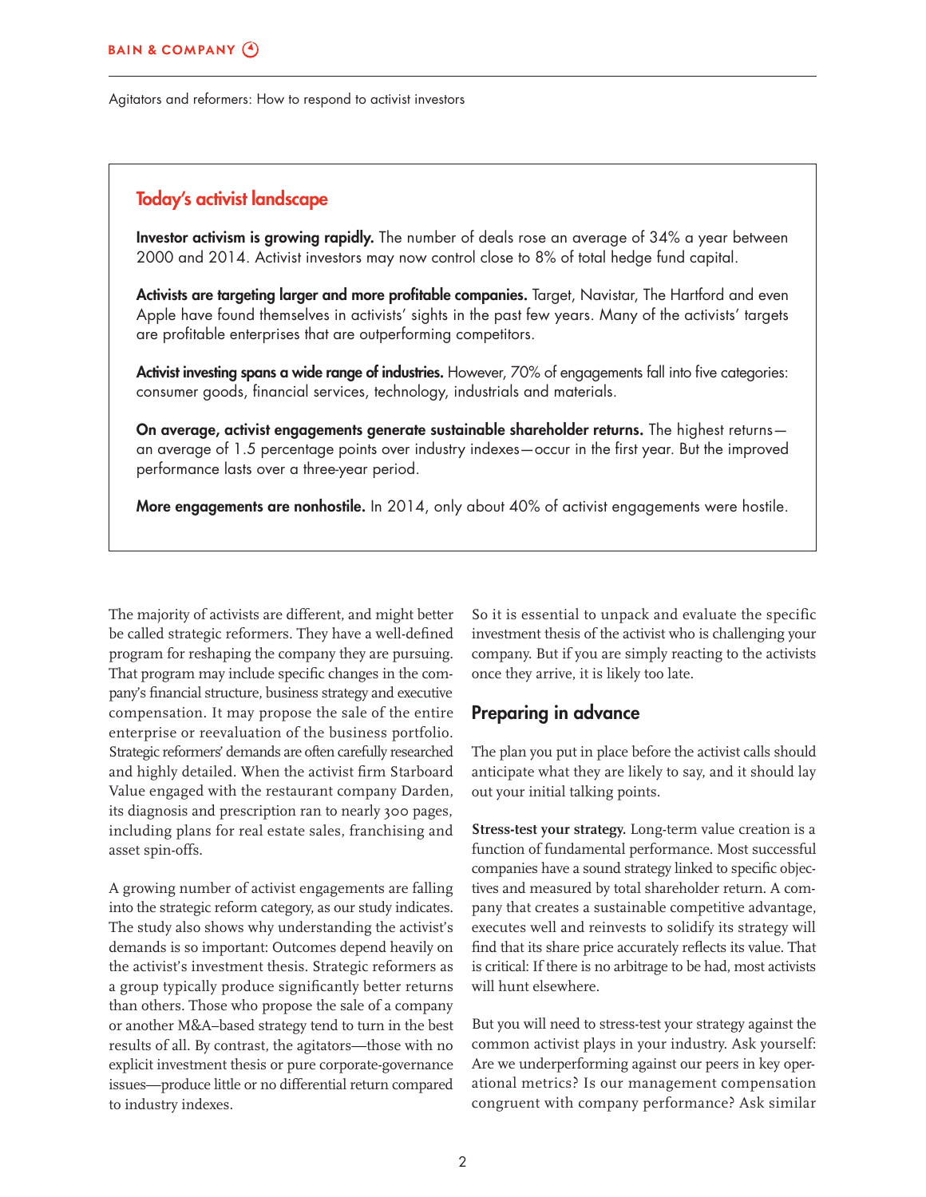## Today's activist landscape

**Investor activism is growing rapidly.** The number of deals rose an average of 34% a year between 2000 and 2014. Activist investors may now control close to 8% of total hedge fund capital.

**Activists are targeting larger and more profitable companies.** Target, Navistar, The Hartford and even Apple have found themselves in activists' sights in the past few years. Many of the activists' targets are profitable enterprises that are outperforming competitors.

**Activist investing spans a wide range of industries.** However, 70% of engagements fall into five categories: consumer goods, financial services, technology, industrials and materials.

**On average, activist engagements generate sustainable shareholder returns.** The highest returns—an average of 1.5 percentage points over industry indexes—occur in the first year. But the improved performance lasts over a three-year period.

**More engagements are nonhostile.** In 2014, only about 40% of activist engagements were hostile.

The majority of activists are different, and might better be called strategic reformers. They have a well-defined program for reshaping the company they are pursuing. That program may include specific changes in the company's financial structure, business strategy and executive compensation. It may propose the sale of the entire enterprise or reevaluation of the business portfolio. Strategic reformers' demands are often carefully researched and highly detailed. When the activist firm Starboard Value engaged with the restaurant company Darden, its diagnosis and prescription ran to nearly 300 pages, including plans for real estate sales, franchising and asset spin-offs.

A growing number of activist engagements are falling into the strategic reform category, as our study indicates. The study also shows why understanding the activist's demands is so important: Outcomes depend heavily on the activist's investment thesis. Strategic reformers as a group typically produce significantly better returns than others. Those who propose the sale of a company or another M&A–based strategy tend to turn in the best results of all. By contrast, the agitators—those with no explicit investment thesis or pure corporate-governance issues—produce little or no differential return compared to industry indexes.

So it is essential to unpack and evaluate the specific investment thesis of the activist who is challenging your company. But if you are simply reacting to the activists once they arrive, it is likely too late.

## Preparing in advance

The plan you put in place before the activist calls should anticipate what they are likely to say, and it should lay out your initial talking points.

**Stress-test your strategy.** Long-term value creation is a function of fundamental performance. Most successful companies have a sound strategy linked to specific objectives and measured by total shareholder return. A company that creates a sustainable competitive advantage, executes well and reinvests to solidify its strategy will find that its share price accurately reflects its value. That is critical: If there is no arbitrage to be had, most activists will hunt elsewhere.

But you will need to stress-test your strategy against the common activist plays in your industry. Ask yourself: Are we underperforming against our peers in key operational metrics? Is our management compensation congruent with company performance? Ask similar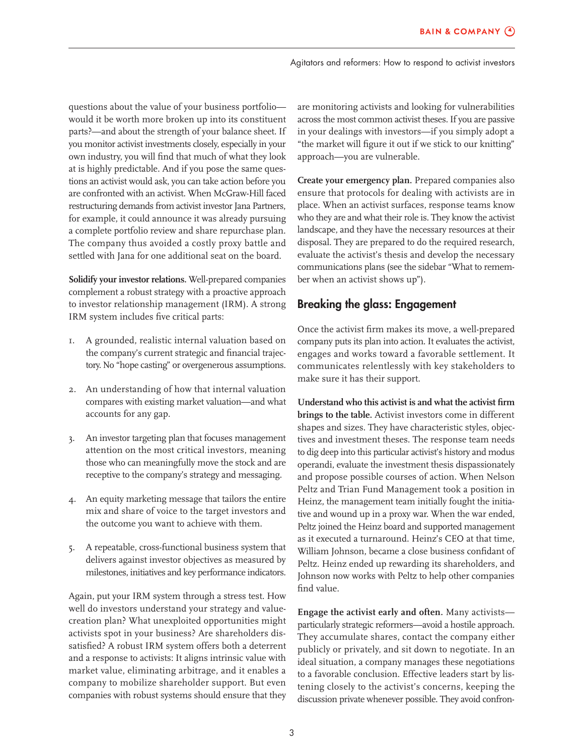questions about the value of your business portfolio—would it be worth more broken up into its constituent parts?—and about the strength of your balance sheet. If you monitor activist investments closely, especially in your own industry, you will find that much of what they look at is highly predictable. And if you pose the same questions an activist would ask, you can take action before you are confronted with an activist. When McGraw-Hill faced restructuring demands from activist investor Jana Partners, for example, it could announce it was already pursuing a complete portfolio review and share repurchase plan. The company thus avoided a costly proxy battle and settled with Jana for one additional seat on the board.

**Solidify your investor relations.** Well-prepared companies complement a robust strategy with a proactive approach to investor relationship management (IRM). A strong IRM system includes five critical parts:

1. A grounded, realistic internal valuation based on the company's current strategic and financial trajectory. No "hope casting" or overgenerous assumptions.
2. An understanding of how that internal valuation compares with existing market valuation—and what accounts for any gap.
3. An investor targeting plan that focuses management attention on the most critical investors, meaning those who can meaningfully move the stock and are receptive to the company's strategy and messaging.
4. An equity marketing message that tailors the entire mix and share of voice to the target investors and the outcome you want to achieve with them.
5. A repeatable, cross-functional business system that delivers against investor objectives as measured by milestones, initiatives and key performance indicators.

Again, put your IRM system through a stress test. How well do investors understand your strategy and value-creation plan? What unexploited opportunities might activists spot in your business? Are shareholders dissatisfied? A robust IRM system offers both a deterrent and a response to activists: It aligns intrinsic value with market value, eliminating arbitrage, and it enables a company to mobilize shareholder support. But even companies with robust systems should ensure that they are monitoring activists and looking for vulnerabilities across the most common activist theses. If you are passive in your dealings with investors—if you simply adopt a "the market will figure it out if we stick to our knitting" approach—you are vulnerable.

**Create your emergency plan.** Prepared companies also ensure that protocols for dealing with activists are in place. When an activist surfaces, response teams know who they are and what their role is. They know the activist landscape, and they have the necessary resources at their disposal. They are prepared to do the required research, evaluate the activist's thesis and develop the necessary communications plans (see the sidebar "What to remember when an activist shows up").

## Breaking the glass: Engagement

Once the activist firm makes its move, a well-prepared company puts its plan into action. It evaluates the activist, engages and works toward a favorable settlement. It communicates relentlessly with key stakeholders to make sure it has their support.

**Understand who this activist is and what the activist firm brings to the table.** Activist investors come in different shapes and sizes. They have characteristic styles, objectives and investment theses. The response team needs to dig deep into this particular activist's history and modus operandi, evaluate the investment thesis dispassionately and propose possible courses of action. When Nelson Peltz and Trian Fund Management took a position in Heinz, the management team initially fought the initiative and wound up in a proxy war. When the war ended, Peltz joined the Heinz board and supported management as it executed a turnaround. Heinz's CEO at that time, William Johnson, became a close business confidant of Peltz. Heinz ended up rewarding its shareholders, and Johnson now works with Peltz to help other companies find value.

**Engage the activist early and often.** Many activists—particularly strategic reformers—avoid a hostile approach. They accumulate shares, contact the company either publicly or privately, and sit down to negotiate. In an ideal situation, a company manages these negotiations to a favorable conclusion. Effective leaders start by listening closely to the activist's concerns, keeping the discussion private whenever possible. They avoid confron-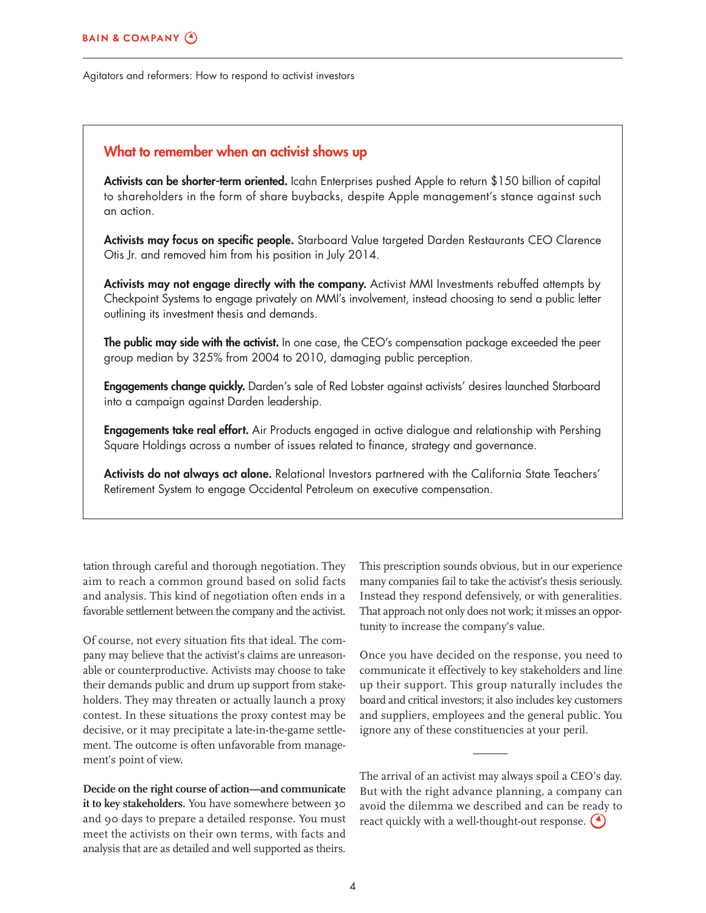## What to remember when an activist shows up

**Activists can be shorter-term oriented.** Icahn Enterprises pushed Apple to return $150 billion of capital to shareholders in the form of share buybacks, despite Apple management's stance against such an action.

**Activists may focus on specific people.** Starboard Value targeted Darden Restaurants CEO Clarence Otis Jr. and removed him from his position in July 2014.

**Activists may not engage directly with the company.** Activist MMI Investments rebuffed attempts by Checkpoint Systems to engage privately on MMI's involvement, instead choosing to send a public letter outlining its investment thesis and demands.

**The public may side with the activist.** In one case, the CEO's compensation package exceeded the peer group median by 325% from 2004 to 2010, damaging public perception.

**Engagements change quickly.** Darden's sale of Red Lobster against activists' desires launched Starboard into a campaign against Darden leadership.

**Engagements take real effort.** Air Products engaged in active dialogue and relationship with Pershing Square Holdings across a number of issues related to finance, strategy and governance.

**Activists do not always act alone.** Relational Investors partnered with the California State Teachers' Retirement System to engage Occidental Petroleum on executive compensation.

tation through careful and thorough negotiation. They aim to reach a common ground based on solid facts and analysis. This kind of negotiation often ends in a favorable settlement between the company and the activist.

Of course, not every situation fits that ideal. The company may believe that the activist's claims are unreasonable or counterproductive. Activists may choose to take their demands public and drum up support from stakeholders. They may threaten or actually launch a proxy contest. In these situations the proxy contest may be decisive, or it may precipitate a late-in-the-game settlement. The outcome is often unfavorable from management's point of view.

**Decide on the right course of action—and communicate it to key stakeholders.** You have somewhere between 30 and 90 days to prepare a detailed response. You must meet the activists on their own terms, with facts and analysis that are as detailed and well supported as theirs. This prescription sounds obvious, but in our experience many companies fail to take the activist's thesis seriously. Instead they respond defensively, or with generalities. That approach not only does not work; it misses an opportunity to increase the company's value.

Once you have decided on the response, you need to communicate it effectively to key stakeholders and line up their support. This group naturally includes the board and critical investors; it also includes key customers and suppliers, employees and the general public. You ignore any of these constituencies at your peril.

---

The arrival of an activist may always spoil a CEO's day. But with the right advance planning, a company can avoid the dilemma we described and can be ready to react quickly with a well-thought-out response.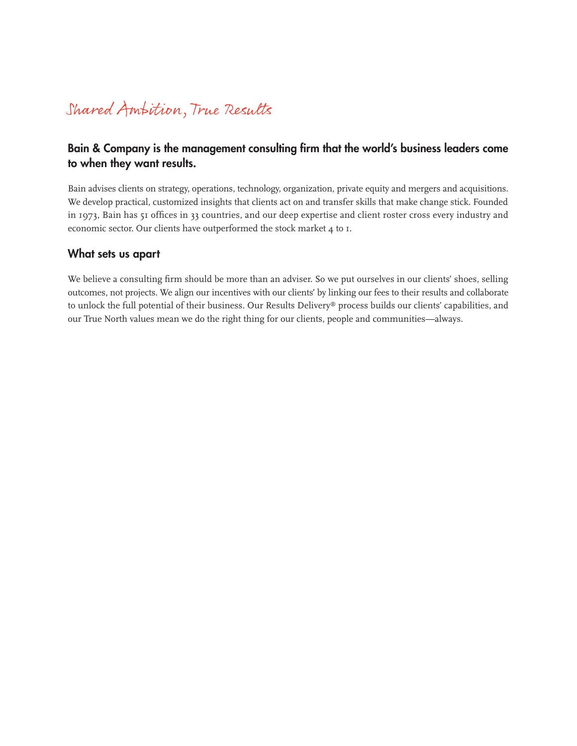# Shared Ambition, True Results

## Bain & Company is the management consulting firm that the world's business leaders come to when they want results.

Bain advises clients on strategy, operations, technology, organization, private equity and mergers and acquisitions. We develop practical, customized insights that clients act on and transfer skills that make change stick. Founded in 1973, Bain has 51 offices in 33 countries, and our deep expertise and client roster cross every industry and economic sector. Our clients have outperformed the stock market 4 to 1.

## What sets us apart

We believe a consulting firm should be more than an adviser. So we put ourselves in our clients' shoes, selling outcomes, not projects. We align our incentives with our clients' by linking our fees to their results and collaborate to unlock the full potential of their business. Our Results Delivery® process builds our clients' capabilities, and our True North values mean we do the right thing for our clients, people and communities—always.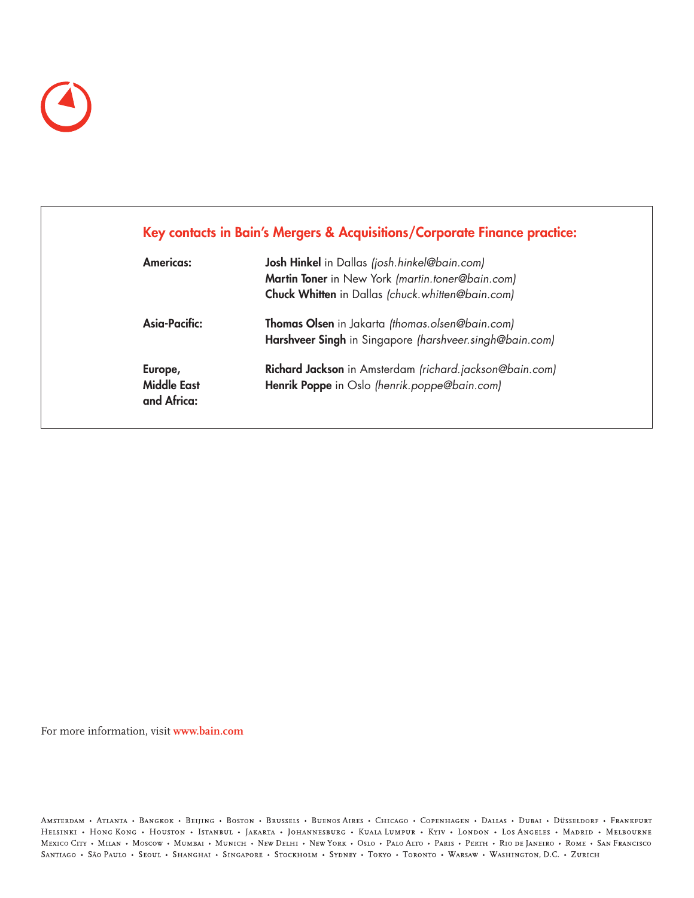## Key contacts in Bain's Mergers & Acquisitions/Corporate Finance practice:

**Americas:**

**Josh Hinkel** in Dallas *(josh.hinkel@bain.com)*
**Martin Toner** in New York *(martin.toner@bain.com)*
**Chuck Whitten** in Dallas *(chuck.whitten@bain.com)*

**Asia-Pacific:**

**Thomas Olsen** in Jakarta *(thomas.olsen@bain.com)*
**Harshveer Singh** in Singapore *(harshveer.singh@bain.com)*

**Europe, Middle East and Africa:**

**Richard Jackson** in Amsterdam *(richard.jackson@bain.com)*
**Henrik Poppe** in Oslo *(henrik.poppe@bain.com)*

For more information, visit **www.bain.com**

Amsterdam • Atlanta • Bangkok • Beijing • Boston • Brussels • Buenos Aires • Chicago • Copenhagen • Dallas • Dubai • Düsseldorf • Frankfurt Helsinki • Hong Kong • Houston • Istanbul • Jakarta • Johannesburg • Kuala Lumpur • Kyiv • London • Los Angeles • Madrid • Melbourne Mexico City • Milan • Moscow • Mumbai • Munich • New Delhi • New York • Oslo • Palo Alto • Paris • Perth • Rio de Janeiro • Rome • San Francisco Santiago • São Paulo • Seoul • Shanghai • Singapore • Stockholm • Sydney • Tokyo • Toronto • Warsaw • Washington, D.C. • Zurich